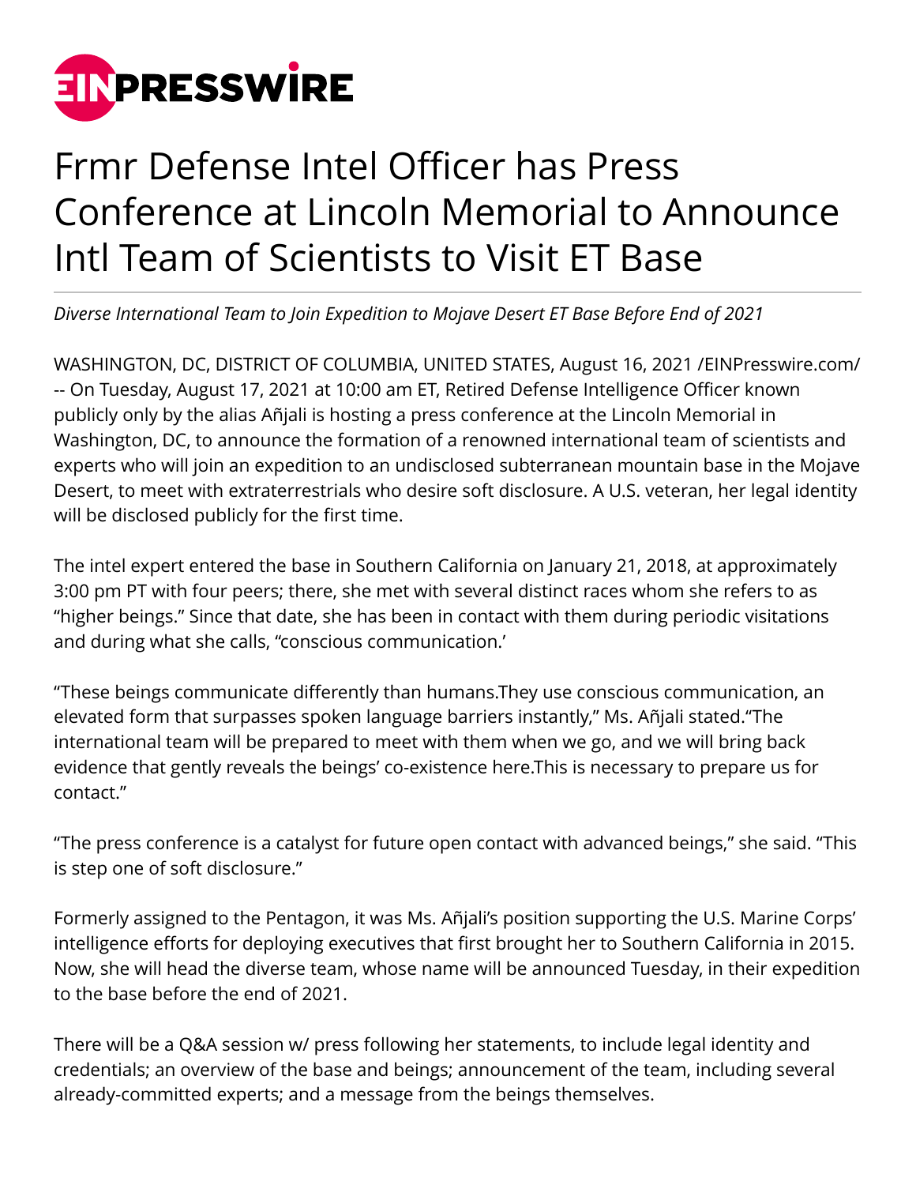# Frmr Defense Intel Officer has Press Conference at Lincoln Memorial to Announce Intl Team of Scientists to Visit ET Base

*Diverse International Team to Join Expedition to Mojave Desert ET Base Before End of 2021*

WASHINGTON, DC, DISTRICT OF COLUMBIA, UNITED STATES, August 16, 2021 /EINPresswire.com/ -- On Tuesday, August 17, 2021 at 10:00 am ET, Retired Defense Intelligence Officer known publicly only by the alias Añjali is hosting a press conference at the Lincoln Memorial in Washington, DC, to announce the formation of a renowned international team of scientists and experts who will join an expedition to an undisclosed subterranean mountain base in the Mojave Desert, to meet with extraterrestrials who desire soft disclosure. A U.S. veteran, her legal identity will be disclosed publicly for the first time.

The intel expert entered the base in Southern California on January 21, 2018, at approximately 3:00 pm PT with four peers; there, she met with several distinct races whom she refers to as "higher beings." Since that date, she has been in contact with them during periodic visitations and during what she calls, "conscious communication.'

"These beings communicate differently than humans.They use conscious communication, an elevated form that surpasses spoken language barriers instantly," Ms. Añjali stated."The international team will be prepared to meet with them when we go, and we will bring back evidence that gently reveals the beings' co-existence here.This is necessary to prepare us for contact."

"The press conference is a catalyst for future open contact with advanced beings," she said. "This is step one of soft disclosure."

Formerly assigned to the Pentagon, it was Ms. Añjali's position supporting the U.S. Marine Corps' intelligence efforts for deploying executives that first brought her to Southern California in 2015. Now, she will head the diverse team, whose name will be announced Tuesday, in their expedition to the base before the end of 2021.

There will be a Q&A session w/ press following her statements, to include legal identity and credentials; an overview of the base and beings; announcement of the team, including several already-committed experts; and a message from the beings themselves.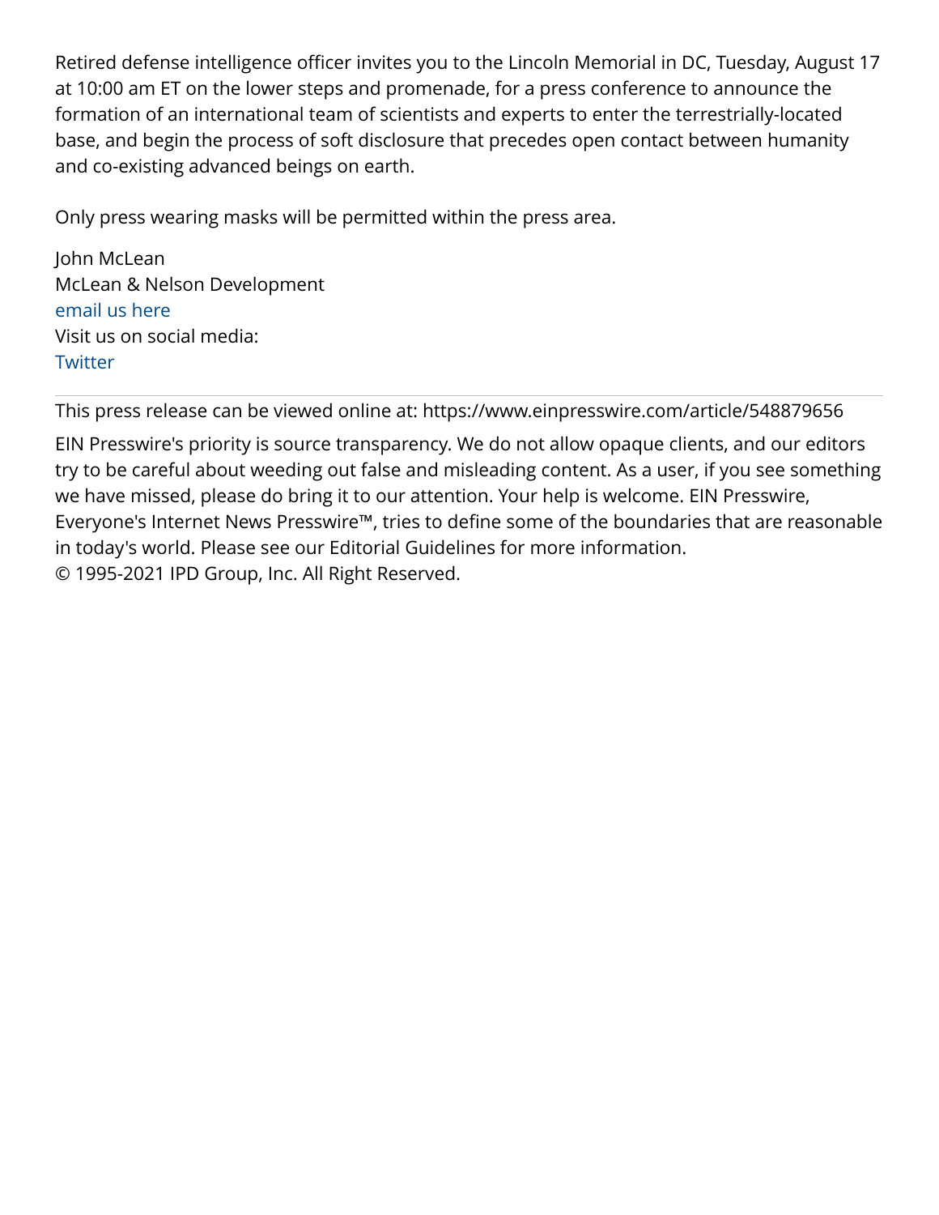Retired defense intelligence officer invites you to the Lincoln Memorial in DC, Tuesday, August 17 at 10:00 am ET on the lower steps and promenade, for a press conference to announce the formation of an international team of scientists and experts to enter the terrestrially-located base, and begin the process of soft disclosure that precedes open contact between humanity and co-existing advanced beings on earth.

Only press wearing masks will be permitted within the press area.

John McLean
McLean & Nelson Development
email us here
Visit us on social media:
Twitter

---

This press release can be viewed online at: https://www.einpresswire.com/article/548879656

EIN Presswire's priority is source transparency. We do not allow opaque clients, and our editors try to be careful about weeding out false and misleading content. As a user, if you see something we have missed, please do bring it to our attention. Your help is welcome. EIN Presswire, Everyone's Internet News Presswire™, tries to define some of the boundaries that are reasonable in today's world. Please see our Editorial Guidelines for more information.
© 1995-2021 IPD Group, Inc. All Right Reserved.